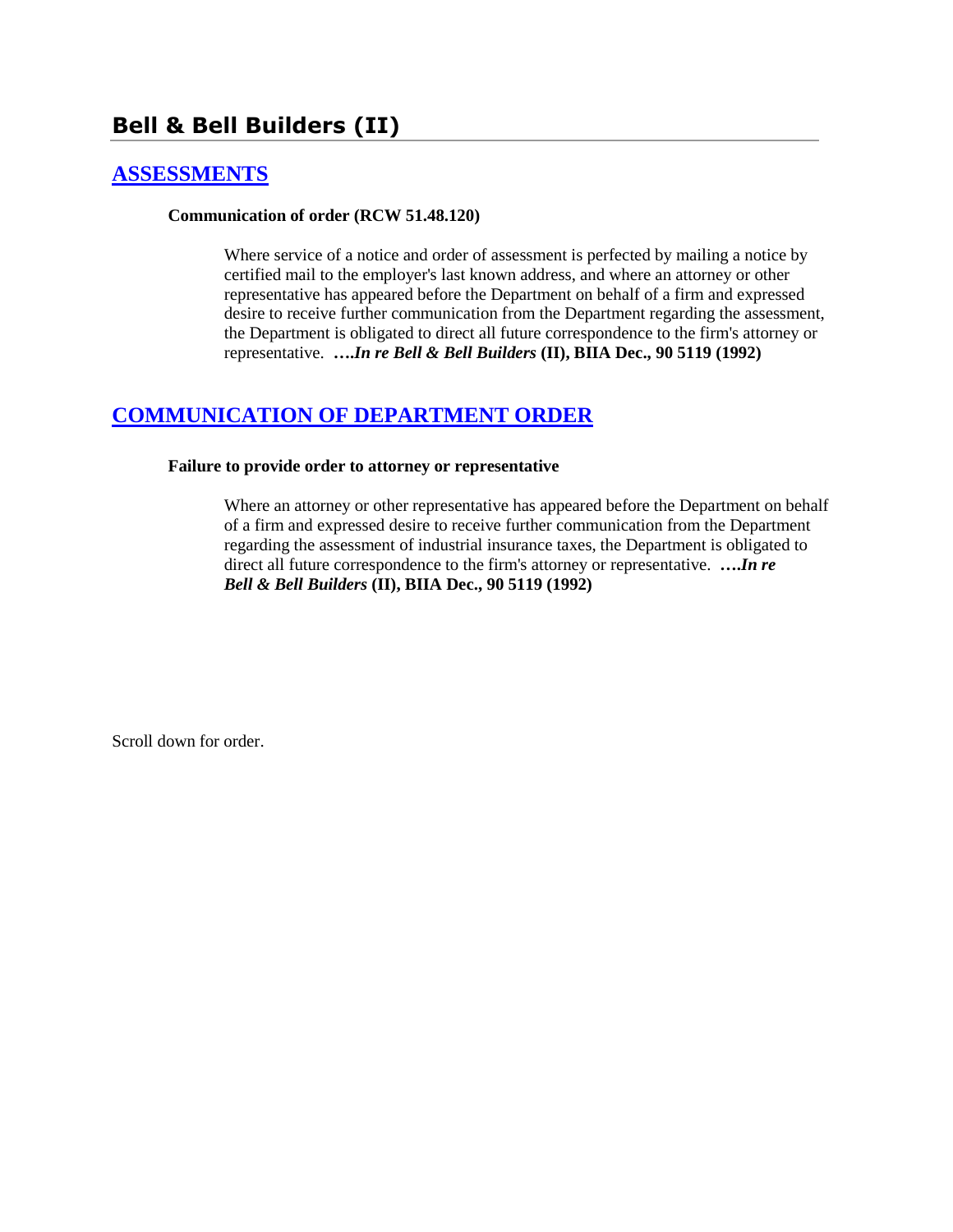# Bell & Bell Builders (II)

## ASSESSMENTS

**Communication of order (RCW 51.48.120)**

Where service of a notice and order of assessment is perfected by mailing a notice by certified mail to the employer's last known address, and where an attorney or other representative has appeared before the Department on behalf of a firm and expressed desire to receive further communication from the Department regarding the assessment, the Department is obligated to direct all future correspondence to the firm's attorney or representative. **….*In re Bell & Bell Builders* (II), BIIA Dec., 90 5119 (1992)**

## COMMUNICATION OF DEPARTMENT ORDER

**Failure to provide order to attorney or representative**

Where an attorney or other representative has appeared before the Department on behalf of a firm and expressed desire to receive further communication from the Department regarding the assessment of industrial insurance taxes, the Department is obligated to direct all future correspondence to the firm's attorney or representative. **….*In re Bell & Bell Builders* (II), BIIA Dec., 90 5119 (1992)**

Scroll down for order.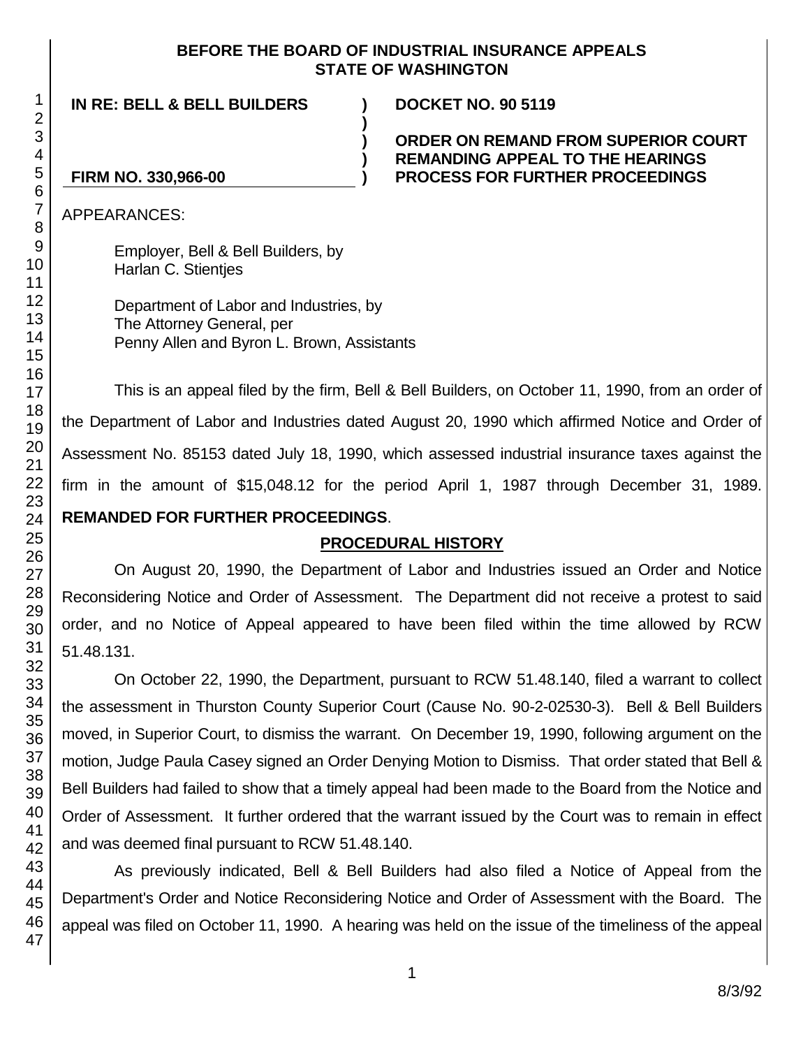**BEFORE THE BOARD OF INDUSTRIAL INSURANCE APPEALS STATE OF WASHINGTON**

| | | |
|---|---|---|
| **IN RE: BELL & BELL BUILDERS** | **)** | **DOCKET NO. 90 5119** |
| | **)** | |
| | **)** | **ORDER ON REMAND FROM SUPERIOR COURT** |
| | **)** | **REMANDING APPEAL TO THE HEARINGS** |
| **FIRM NO. 330,966-00** | **)** | **PROCESS FOR FURTHER PROCEEDINGS** |

APPEARANCES:

Employer, Bell & Bell Builders, by
Harlan C. Stientjes

Department of Labor and Industries, by
The Attorney General, per
Penny Allen and Byron L. Brown, Assistants

This is an appeal filed by the firm, Bell & Bell Builders, on October 11, 1990, from an order of the Department of Labor and Industries dated August 20, 1990 which affirmed Notice and Order of Assessment No. 85153 dated July 18, 1990, which assessed industrial insurance taxes against the firm in the amount of $15,048.12 for the period April 1, 1987 through December 31, 1989. **REMANDED FOR FURTHER PROCEEDINGS**.

**PROCEDURAL HISTORY**

On August 20, 1990, the Department of Labor and Industries issued an Order and Notice Reconsidering Notice and Order of Assessment. The Department did not receive a protest to said order, and no Notice of Appeal appeared to have been filed within the time allowed by RCW 51.48.131.

On October 22, 1990, the Department, pursuant to RCW 51.48.140, filed a warrant to collect the assessment in Thurston County Superior Court (Cause No. 90-2-02530-3). Bell & Bell Builders moved, in Superior Court, to dismiss the warrant. On December 19, 1990, following argument on the motion, Judge Paula Casey signed an Order Denying Motion to Dismiss. That order stated that Bell & Bell Builders had failed to show that a timely appeal had been made to the Board from the Notice and Order of Assessment. It further ordered that the warrant issued by the Court was to remain in effect and was deemed final pursuant to RCW 51.48.140.

As previously indicated, Bell & Bell Builders had also filed a Notice of Appeal from the Department's Order and Notice Reconsidering Notice and Order of Assessment with the Board. The appeal was filed on October 11, 1990. A hearing was held on the issue of the timeliness of the appeal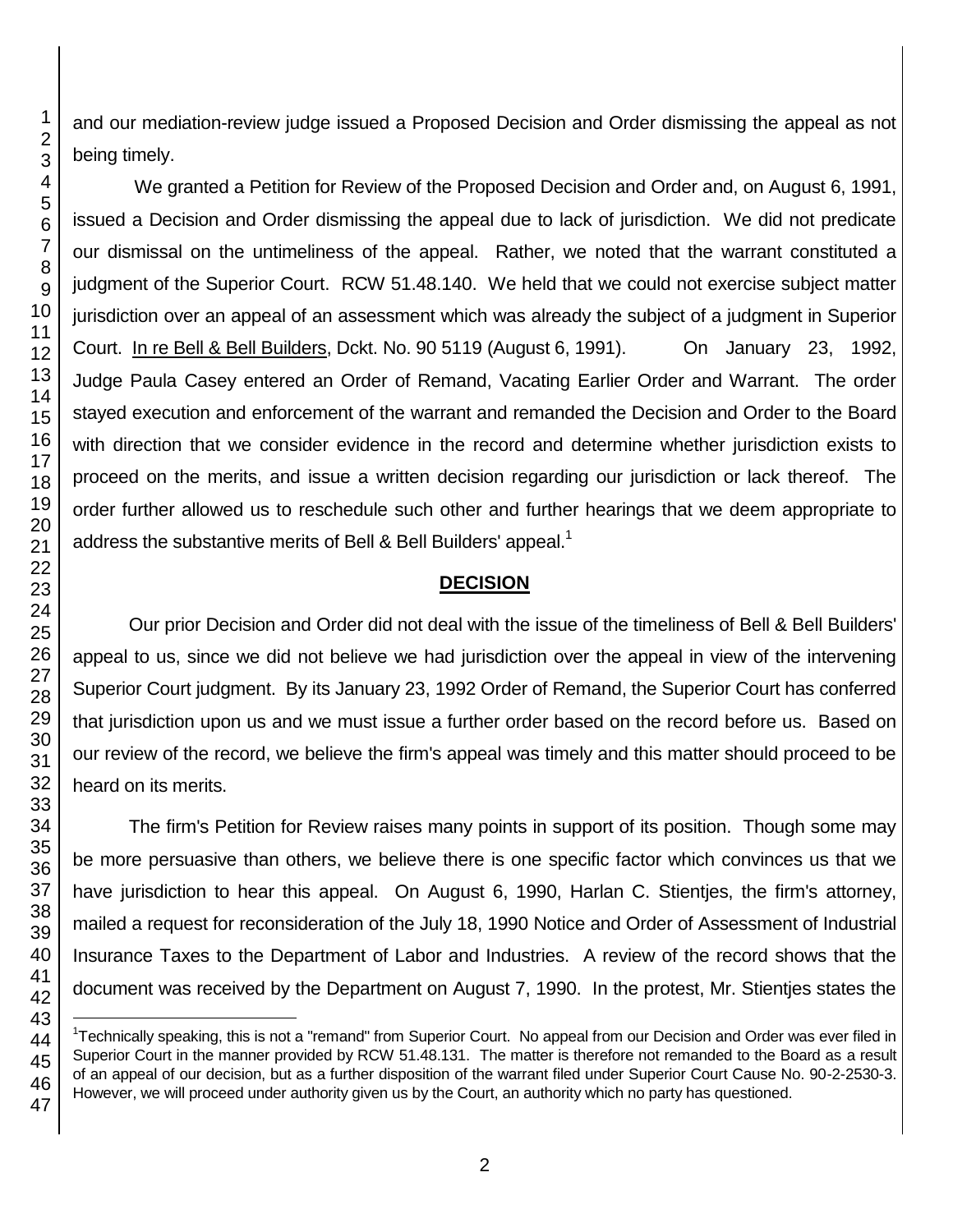and our mediation-review judge issued a Proposed Decision and Order dismissing the appeal as not being timely.

We granted a Petition for Review of the Proposed Decision and Order and, on August 6, 1991, issued a Decision and Order dismissing the appeal due to lack of jurisdiction. We did not predicate our dismissal on the untimeliness of the appeal. Rather, we noted that the warrant constituted a judgment of the Superior Court. RCW 51.48.140. We held that we could not exercise subject matter jurisdiction over an appeal of an assessment which was already the subject of a judgment in Superior Court. In re Bell & Bell Builders, Dckt. No. 90 5119 (August 6, 1991). On January 23, 1992, Judge Paula Casey entered an Order of Remand, Vacating Earlier Order and Warrant. The order stayed execution and enforcement of the warrant and remanded the Decision and Order to the Board with direction that we consider evidence in the record and determine whether jurisdiction exists to proceed on the merits, and issue a written decision regarding our jurisdiction or lack thereof. The order further allowed us to reschedule such other and further hearings that we deem appropriate to address the substantive merits of Bell & Bell Builders' appeal.[1]

## DECISION

Our prior Decision and Order did not deal with the issue of the timeliness of Bell & Bell Builders' appeal to us, since we did not believe we had jurisdiction over the appeal in view of the intervening Superior Court judgment. By its January 23, 1992 Order of Remand, the Superior Court has conferred that jurisdiction upon us and we must issue a further order based on the record before us. Based on our review of the record, we believe the firm's appeal was timely and this matter should proceed to be heard on its merits.

The firm's Petition for Review raises many points in support of its position. Though some may be more persuasive than others, we believe there is one specific factor which convinces us that we have jurisdiction to hear this appeal. On August 6, 1990, Harlan C. Stientjes, the firm's attorney, mailed a request for reconsideration of the July 18, 1990 Notice and Order of Assessment of Industrial Insurance Taxes to the Department of Labor and Industries. A review of the record shows that the document was received by the Department on August 7, 1990. In the protest, Mr. Stientjes states the

[1]Technically speaking, this is not a "remand" from Superior Court. No appeal from our Decision and Order was ever filed in Superior Court in the manner provided by RCW 51.48.131. The matter is therefore not remanded to the Board as a result of an appeal of our decision, but as a further disposition of the warrant filed under Superior Court Cause No. 90-2-2530-3. However, we will proceed under authority given us by the Court, an authority which no party has questioned.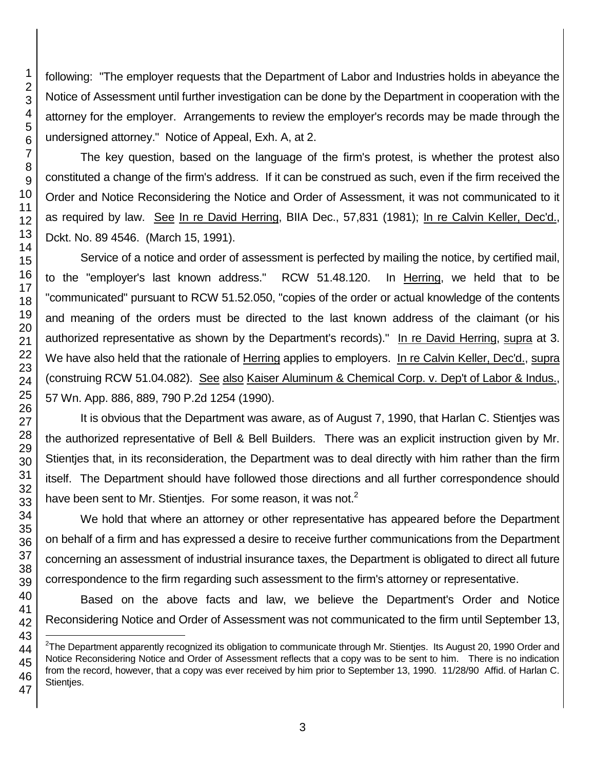following: "The employer requests that the Department of Labor and Industries holds in abeyance the Notice of Assessment until further investigation can be done by the Department in cooperation with the attorney for the employer. Arrangements to review the employer's records may be made through the undersigned attorney." Notice of Appeal, Exh. A, at 2.

The key question, based on the language of the firm's protest, is whether the protest also constituted a change of the firm's address. If it can be construed as such, even if the firm received the Order and Notice Reconsidering the Notice and Order of Assessment, it was not communicated to it as required by law. See In re David Herring, BIIA Dec., 57,831 (1981); In re Calvin Keller, Dec'd., Dckt. No. 89 4546. (March 15, 1991).

Service of a notice and order of assessment is perfected by mailing the notice, by certified mail, to the "employer's last known address." RCW 51.48.120. In Herring, we held that to be "communicated" pursuant to RCW 51.52.050, "copies of the order or actual knowledge of the contents and meaning of the orders must be directed to the last known address of the claimant (or his authorized representative as shown by the Department's records)." In re David Herring, supra at 3. We have also held that the rationale of Herring applies to employers. In re Calvin Keller, Dec'd., supra (construing RCW 51.04.082). See also Kaiser Aluminum & Chemical Corp. v. Dep't of Labor & Indus., 57 Wn. App. 886, 889, 790 P.2d 1254 (1990).

It is obvious that the Department was aware, as of August 7, 1990, that Harlan C. Stientjes was the authorized representative of Bell & Bell Builders. There was an explicit instruction given by Mr. Stientjes that, in its reconsideration, the Department was to deal directly with him rather than the firm itself. The Department should have followed those directions and all further correspondence should have been sent to Mr. Stientjes. For some reason, it was not.[2]

We hold that where an attorney or other representative has appeared before the Department on behalf of a firm and has expressed a desire to receive further communications from the Department concerning an assessment of industrial insurance taxes, the Department is obligated to direct all future correspondence to the firm regarding such assessment to the firm's attorney or representative.

Based on the above facts and law, we believe the Department's Order and Notice Reconsidering Notice and Order of Assessment was not communicated to the firm until September 13,

[2] The Department apparently recognized its obligation to communicate through Mr. Stientjes. Its August 20, 1990 Order and Notice Reconsidering Notice and Order of Assessment reflects that a copy was to be sent to him. There is no indication from the record, however, that a copy was ever received by him prior to September 13, 1990. 11/28/90 Affid. of Harlan C. Stientjes.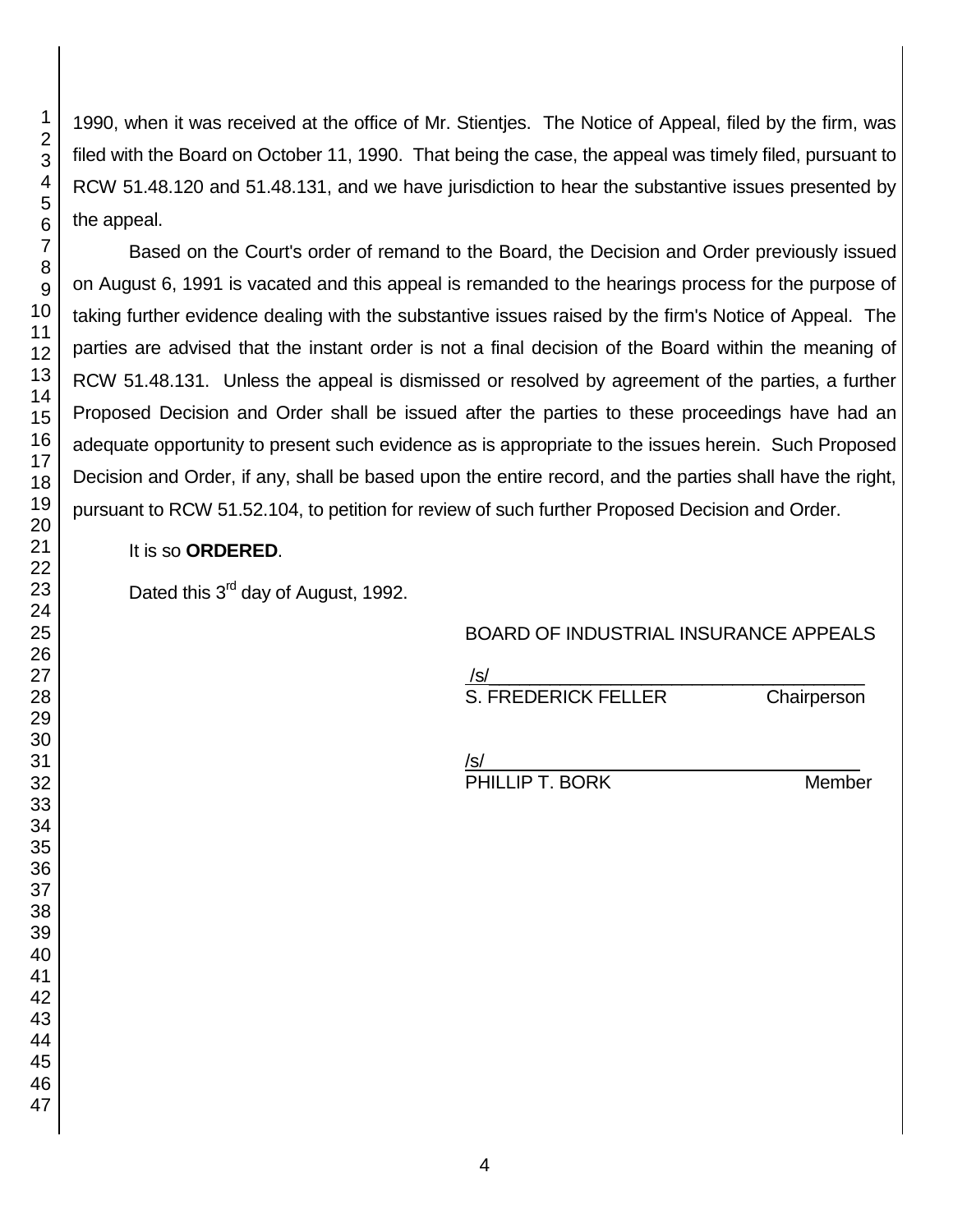1990, when it was received at the office of Mr. Stientjes. The Notice of Appeal, filed by the firm, was filed with the Board on October 11, 1990. That being the case, the appeal was timely filed, pursuant to RCW 51.48.120 and 51.48.131, and we have jurisdiction to hear the substantive issues presented by the appeal.

Based on the Court's order of remand to the Board, the Decision and Order previously issued on August 6, 1991 is vacated and this appeal is remanded to the hearings process for the purpose of taking further evidence dealing with the substantive issues raised by the firm's Notice of Appeal. The parties are advised that the instant order is not a final decision of the Board within the meaning of RCW 51.48.131. Unless the appeal is dismissed or resolved by agreement of the parties, a further Proposed Decision and Order shall be issued after the parties to these proceedings have had an adequate opportunity to present such evidence as is appropriate to the issues herein. Such Proposed Decision and Order, if any, shall be based upon the entire record, and the parties shall have the right, pursuant to RCW 51.52.104, to petition for review of such further Proposed Decision and Order.

It is so **ORDERED**.

Dated this 3rd day of August, 1992.

BOARD OF INDUSTRIAL INSURANCE APPEALS

/s/
S. FREDERICK FELLER Chairperson

/s/
PHILLIP T. BORK Member